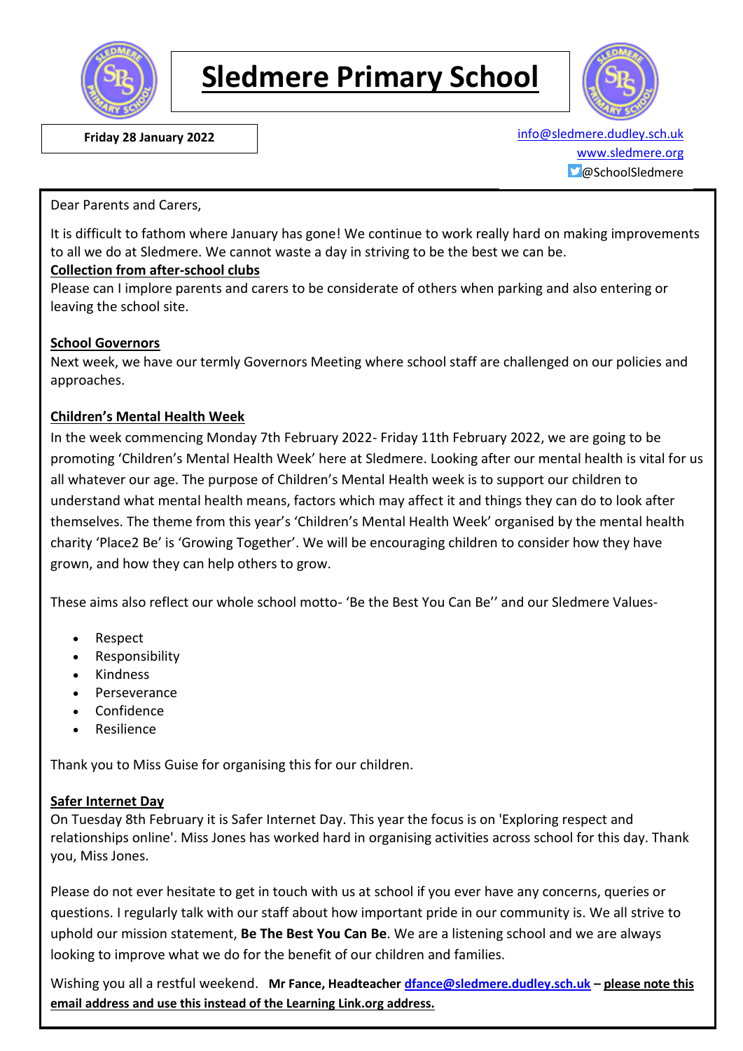# Sledmere Primary School

**Friday 28 January 2022**

info@sledmere.dudley.sch.uk
www.sledmere.org
@SchoolSledmere

Dear Parents and Carers,

It is difficult to fathom where January has gone! We continue to work really hard on making improvements to all we do at Sledmere. We cannot waste a day in striving to be the best we can be.

**Collection from after-school clubs**

Please can I implore parents and carers to be considerate of others when parking and also entering or leaving the school site.

**School Governors**

Next week, we have our termly Governors Meeting where school staff are challenged on our policies and approaches.

**Children's Mental Health Week**

In the week commencing Monday 7th February 2022- Friday 11th February 2022, we are going to be promoting 'Children's Mental Health Week' here at Sledmere. Looking after our mental health is vital for us all whatever our age. The purpose of Children's Mental Health week is to support our children to understand what mental health means, factors which may affect it and things they can do to look after themselves. The theme from this year's 'Children's Mental Health Week' organised by the mental health charity 'Place2 Be' is 'Growing Together'. We will be encouraging children to consider how they have grown, and how they can help others to grow.

These aims also reflect our whole school motto- 'Be the Best You Can Be'' and our Sledmere Values-

- Respect
- Responsibility
- Kindness
- Perseverance
- Confidence
- Resilience

Thank you to Miss Guise for organising this for our children.

**Safer Internet Day**

On Tuesday 8th February it is Safer Internet Day. This year the focus is on 'Exploring respect and relationships online'. Miss Jones has worked hard in organising activities across school for this day. Thank you, Miss Jones.

Please do not ever hesitate to get in touch with us at school if you ever have any concerns, queries or questions. I regularly talk with our staff about how important pride in our community is. We all strive to uphold our mission statement, **Be The Best You Can Be**. We are a listening school and we are always looking to improve what we do for the benefit of our children and families.

Wishing you all a restful weekend. **Mr Fance, Headteacher dfance@sledmere.dudley.sch.uk – please note this email address and use this instead of the Learning Link.org address.**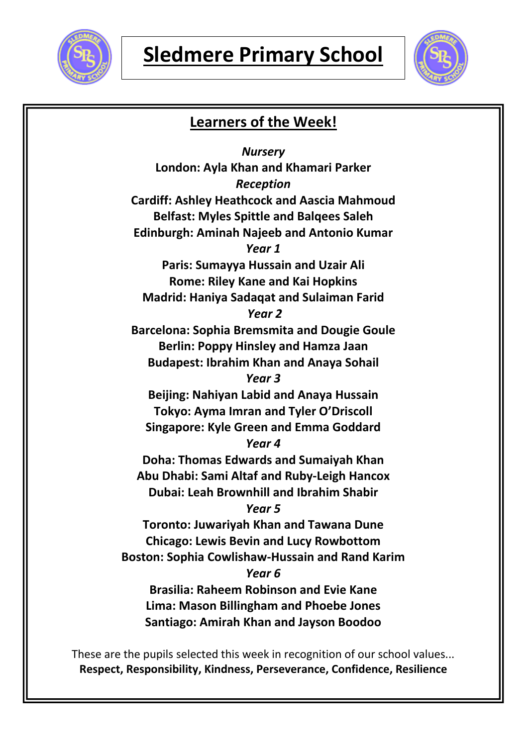# Sledmere Primary School

## Learners of the Week!

*Nursery*

**London: Ayla Khan and Khamari Parker**

*Reception*

**Cardiff: Ashley Heathcock and Aascia Mahmoud**

**Belfast: Myles Spittle and Balqees Saleh**

**Edinburgh: Aminah Najeeb and Antonio Kumar**

*Year 1*

**Paris: Sumayya Hussain and Uzair Ali**

**Rome: Riley Kane and Kai Hopkins**

**Madrid: Haniya Sadaqat and Sulaiman Farid**

*Year 2*

**Barcelona: Sophia Bremsmita and Dougie Goule**

**Berlin: Poppy Hinsley and Hamza Jaan**

**Budapest: Ibrahim Khan and Anaya Sohail**

*Year 3*

**Beijing: Nahiyan Labid and Anaya Hussain**

**Tokyo: Ayma Imran and Tyler O'Driscoll**

**Singapore: Kyle Green and Emma Goddard**

*Year 4*

**Doha: Thomas Edwards and Sumaiyah Khan**

**Abu Dhabi: Sami Altaf and Ruby-Leigh Hancox**

**Dubai: Leah Brownhill and Ibrahim Shabir**

*Year 5*

**Toronto: Juwariyah Khan and Tawana Dune**

**Chicago: Lewis Bevin and Lucy Rowbottom**

**Boston: Sophia Cowlishaw-Hussain and Rand Karim**

*Year 6*

**Brasilia: Raheem Robinson and Evie Kane**

**Lima: Mason Billingham and Phoebe Jones**

**Santiago: Amirah Khan and Jayson Boodoo**

These are the pupils selected this week in recognition of our school values...
**Respect, Responsibility, Kindness, Perseverance, Confidence, Resilience**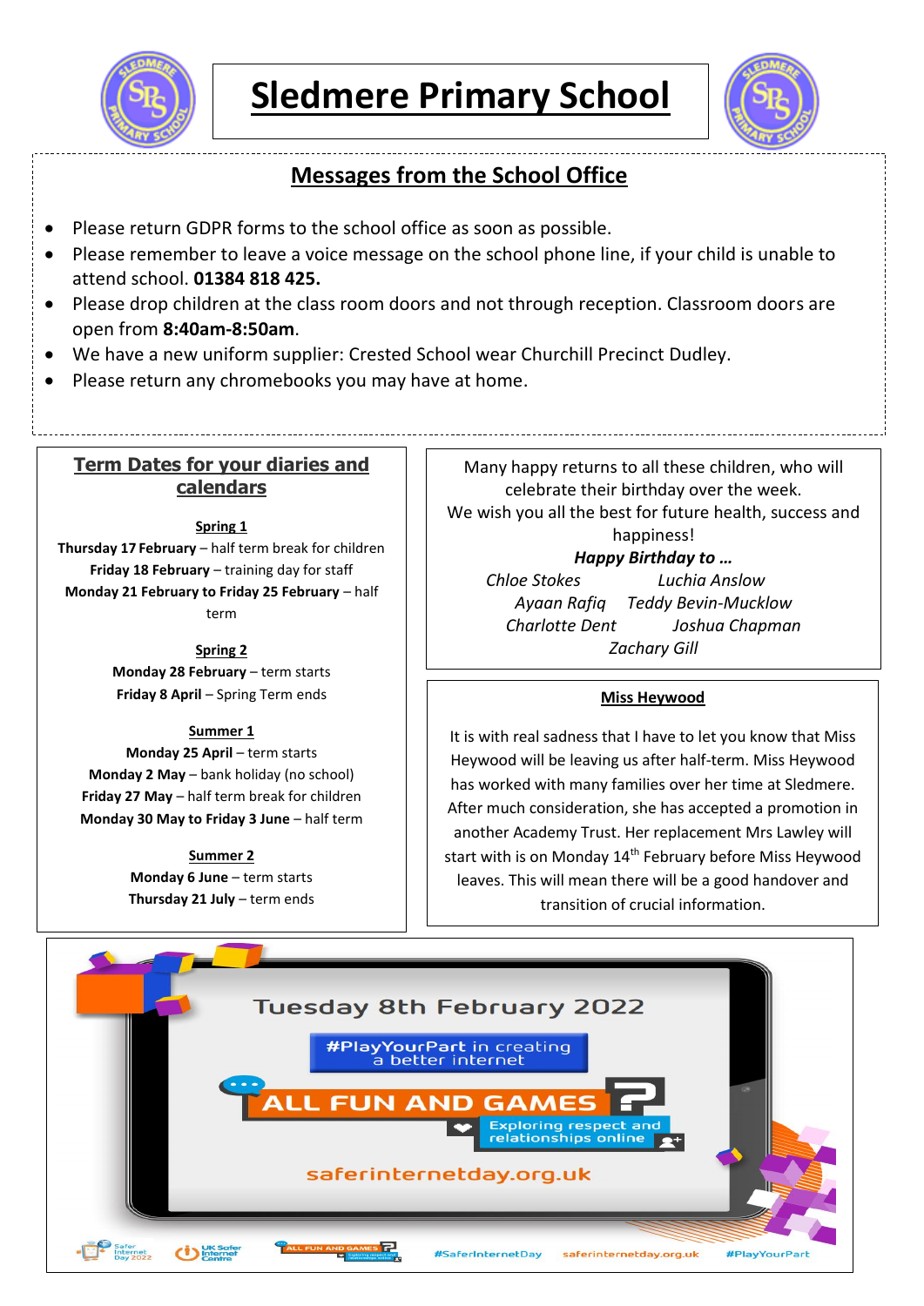# Sledmere Primary School

## Messages from the School Office

- Please return GDPR forms to the school office as soon as possible.
- Please remember to leave a voice message on the school phone line, if your child is unable to attend school. **01384 818 425.**
- Please drop children at the class room doors and not through reception. Classroom doors are open from **8:40am-8:50am**.
- We have a new uniform supplier: Crested School wear Churchill Precinct Dudley.
- Please return any chromebooks you may have at home.

## Term Dates for your diaries and calendars

**Spring 1**

**Thursday 17 February** – half term break for children
**Friday 18 February** – training day for staff
**Monday 21 February to Friday 25 February** – half term

**Spring 2**

**Monday 28 February** – term starts
**Friday 8 April** – Spring Term ends

**Summer 1**

**Monday 25 April** – term starts
**Monday 2 May** – bank holiday (no school)
**Friday 27 May** – half term break for children
**Monday 30 May to Friday 3 June** – half term

**Summer 2**

**Monday 6 June** – term starts
**Thursday 21 July** – term ends

Many happy returns to all these children, who will celebrate their birthday over the week.
We wish you all the best for future health, success and happiness!

***Happy Birthday to …***

*Chloe Stokes* *Luchia Anslow*
*Ayaan Rafiq* *Teddy Bevin-Mucklow*
*Charlotte Dent* *Joshua Chapman*
*Zachary Gill*

**Miss Heywood**

It is with real sadness that I have to let you know that Miss Heywood will be leaving us after half-term. Miss Heywood has worked with many families over her time at Sledmere. After much consideration, she has accepted a promotion in another Academy Trust. Her replacement Mrs Lawley will start with is on Monday 14th February before Miss Heywood leaves. This will mean there will be a good handover and transition of crucial information.

Tuesday 8th February 2022

#PlayYourPart in creating a better internet

ALL FUN AND GAMES ?

Exploring respect and relationships online

saferinternetday.org.uk

#SaferInternetDay saferinternetday.org.uk #PlayYourPart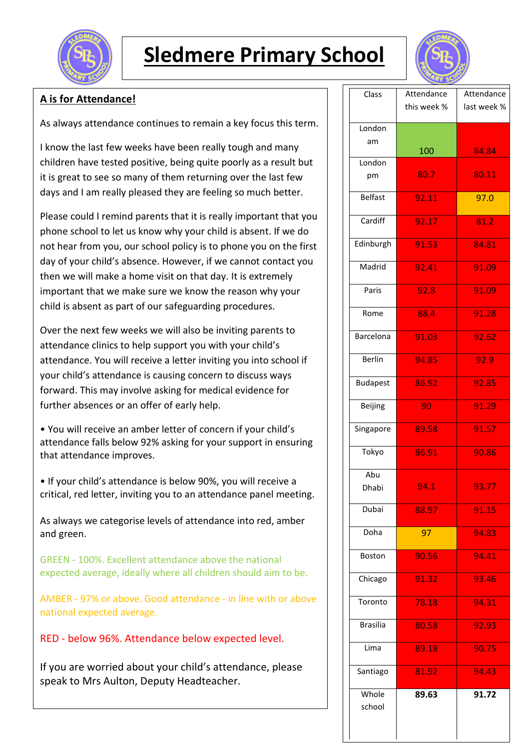# Sledmere Primary School

## A is for Attendance!

As always attendance continues to remain a key focus this term.

I know the last few weeks have been really tough and many children have tested positive, being quite poorly as a result but it is great to see so many of them returning over the last few days and I am really pleased they are feeling so much better.

Please could I remind parents that it is really important that you phone school to let us know why your child is absent. If we do not hear from you, our school policy is to phone you on the first day of your child's absence. However, if we cannot contact you then we will make a home visit on that day. It is extremely important that we make sure we know the reason why your child is absent as part of our safeguarding procedures.

Over the next few weeks we will also be inviting parents to attendance clinics to help support you with your child's attendance. You will receive a letter inviting you into school if your child's attendance is causing concern to discuss ways forward. This may involve asking for medical evidence for further absences or an offer of early help.

- You will receive an amber letter of concern if your child's attendance falls below 92% asking for your support in ensuring that attendance improves.

- If your child's attendance is below 90%, you will receive a critical, red letter, inviting you to an attendance panel meeting.

As always we categorise levels of attendance into red, amber and green.

GREEN - 100%. Excellent attendance above the national expected average, ideally where all children should aim to be.

AMBER - 97% or above. Good attendance - in line with or above national expected average.

RED - below 96%. Attendance below expected level.

If you are worried about your child's attendance, please speak to Mrs Aulton, Deputy Headteacher.

| Class | Attendance this week % | Attendance last week % |
|---|---|---|
| London am | 100 | 84.84 |
| London pm | 80.7 | 80.11 |
| Belfast | 92.11 | 97.0 |
| Cardiff | 92.17 | 81.2 |
| Edinburgh | 91.53 | 84.81 |
| Madrid | 92.41 | 91.09 |
| Paris | 92.8 | 91.09 |
| Rome | 88.4 | 91.28 |
| Barcelona | 91.03 | 92.62 |
| Berlin | 94.85 | 92.9 |
| Budapest | 86.92 | 92.85 |
| Beijing | 90 | 91.29 |
| Singapore | 89.58 | 91.57 |
| Tokyo | 86.91 | 90.86 |
| Abu Dhabi | 94.1 | 93.77 |
| Dubai | 88.97 | 91.15 |
| Doha | 97 | 94.83 |
| Boston | 90.56 | 94.41 |
| Chicago | 91.32 | 93.46 |
| Toronto | 78.18 | 94.31 |
| Brasilia | 80.58 | 92.93 |
| Lima | 89.18 | 90.75 |
| Santiago | 81.92 | 94.43 |
| Whole school | **89.63** | **91.72** |